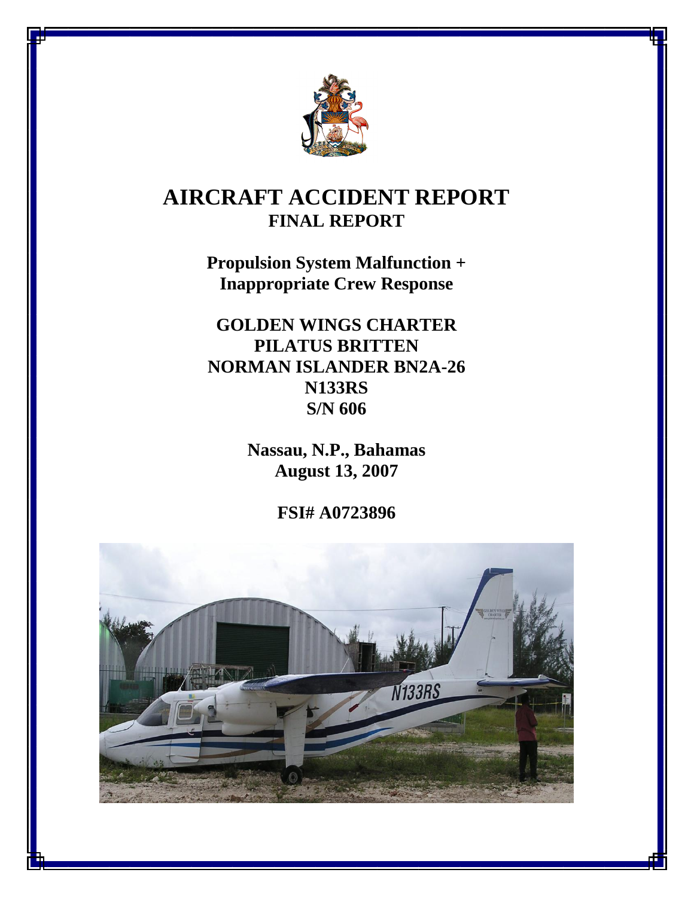# AIRCRAFT ACCIDENT REPORT

## FINAL REPORT

**Propulsion System Malfunction + Inappropriate Crew Response**

**GOLDEN WINGS CHARTER**
**PILATUS BRITTEN NORMAN ISLANDER BN2A-26**
**N133RS**
**S/N 606**

**Nassau, N.P., Bahamas**
**August 13, 2007**

**FSI# A0723896**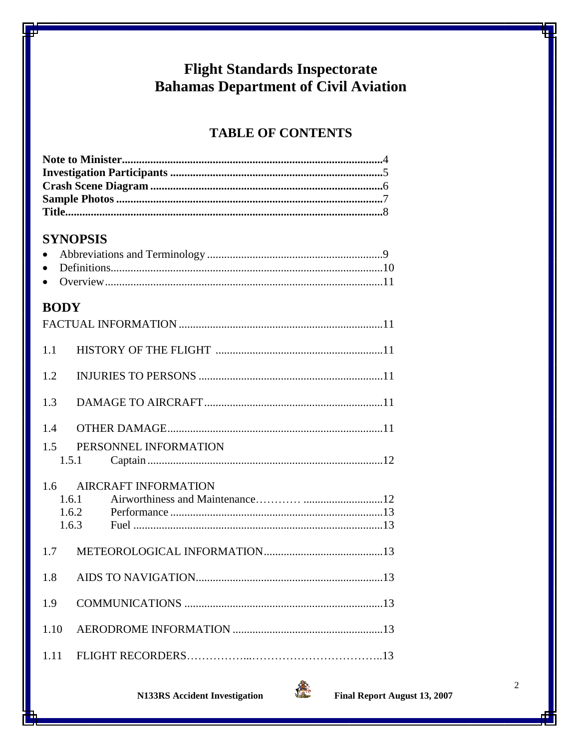# Flight Standards Inspectorate
# Bahamas Department of Civil Aviation

## TABLE OF CONTENTS

**Note to Minister**.........................................................................................4
**Investigation Participants** ...........................................................................5
**Crash Scene Diagram** ..................................................................................6
**Sample Photos** ..............................................................................................7
**Title**................................................................................................................8

## SYNOPSIS

- Abbreviations and Terminology ..............................................................9
- Definitions................................................................................................10
- Overview..................................................................................................11

## BODY

FACTUAL INFORMATION ........................................................................11

1.1 HISTORY OF THE FLIGHT ...........................................................11

1.2 INJURIES TO PERSONS .................................................................11

1.3 DAMAGE TO AIRCRAFT ...............................................................11

1.4 OTHER DAMAGE............................................................................11

1.5 PERSONNEL INFORMATION
- 1.5.1 Captain ...................................................................................12

1.6 AIRCRAFT INFORMATION
- 1.6.1 Airworthiness and Maintenance………… ............................12
- 1.6.2 Performance ...........................................................................13
- 1.6.3 Fuel ........................................................................................13

1.7 METEOROLOGICAL INFORMATION..........................................13

1.8 AIDS TO NAVIGATION..................................................................13

1.9 COMMUNICATIONS ......................................................................13

1.10 AERODROME INFORMATION .....................................................13

1.11 FLIGHT RECORDERS……………...……………………………...13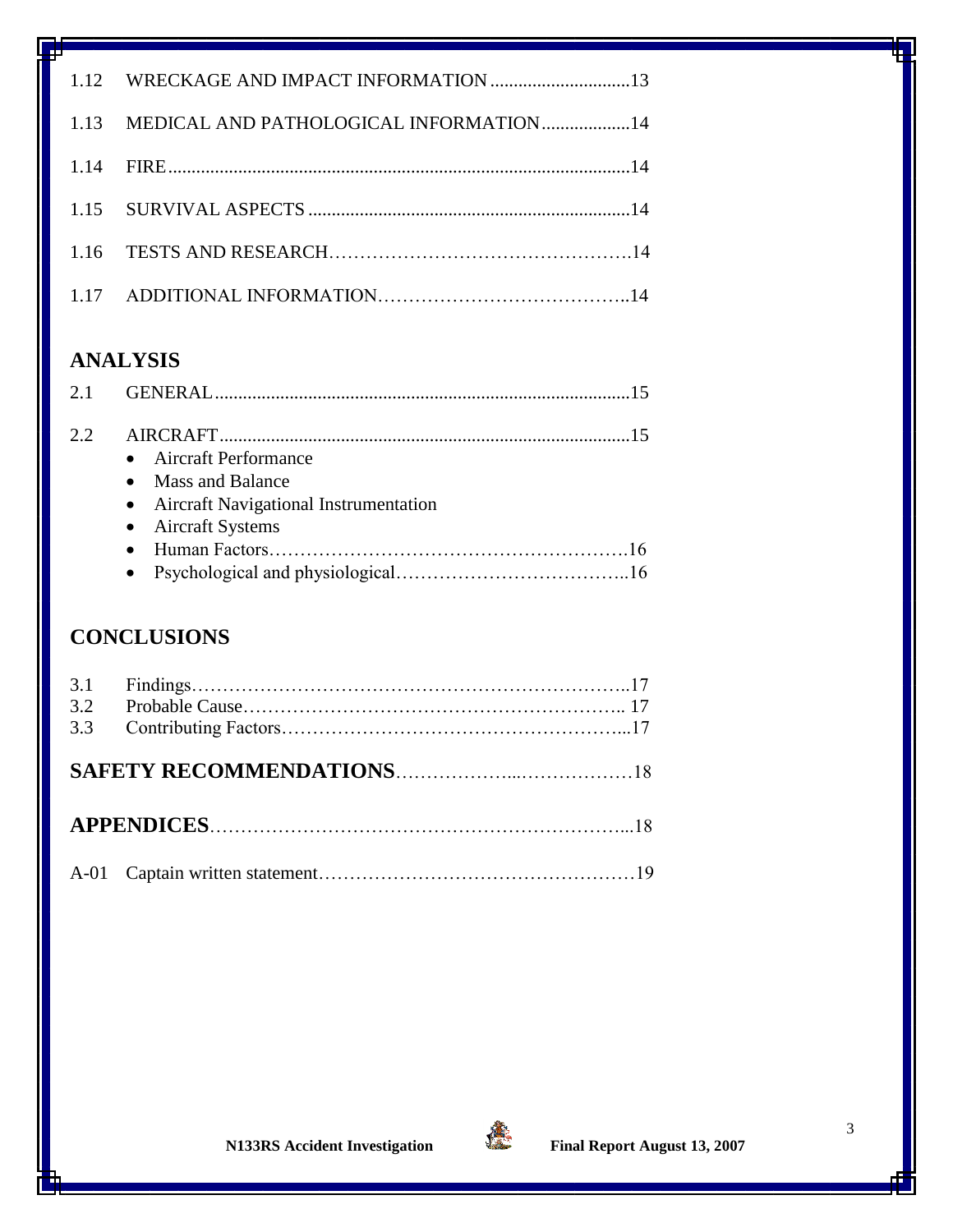1.12 WRECKAGE AND IMPACT INFORMATION ..............................13

1.13 MEDICAL AND PATHOLOGICAL INFORMATION...................14

1.14 FIRE...................................................................................................14

1.15 SURVIVAL ASPECTS ....................................................................14

1.16 TESTS AND RESEARCH………………………………………….14

1.17 ADDITIONAL INFORMATION…………………………………..14

## ANALYSIS

2.1 GENERAL........................................................................................15

2.2 AIRCRAFT.......................................................................................15

- Aircraft Performance
- Mass and Balance
- Aircraft Navigational Instrumentation
- Aircraft Systems
- Human Factors………………………………………………….16
- Psychological and physiological………………………………..16

## CONCLUSIONS

3.1 Findings…………………………………………………………….17
3.2 Probable Cause…………………………………………………….. 17
3.3 Contributing Factors………………………………………………...17

## SAFETY RECOMMENDATIONS………………...………………18

## APPENDICES…………………………………………………………...18

A-01 Captain written statement……………………………………………19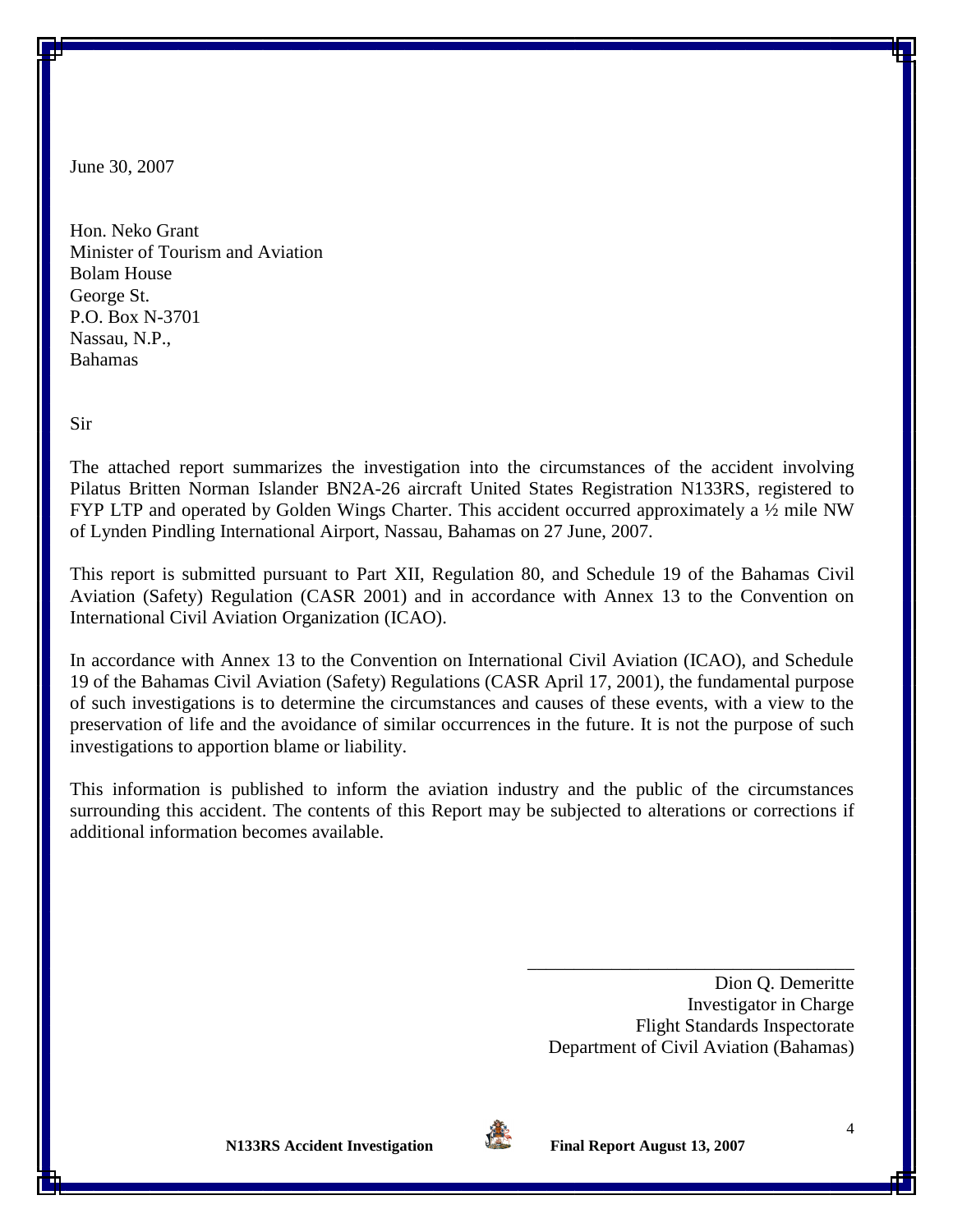June 30, 2007

Hon. Neko Grant  
Minister of Tourism and Aviation  
Bolam House  
George St.  
P.O. Box N-3701  
Nassau, N.P.,  
Bahamas

Sir

The attached report summarizes the investigation into the circumstances of the accident involving Pilatus Britten Norman Islander BN2A-26 aircraft United States Registration N133RS, registered to FYP LTP and operated by Golden Wings Charter. This accident occurred approximately a ½ mile NW of Lynden Pindling International Airport, Nassau, Bahamas on 27 June, 2007.

This report is submitted pursuant to Part XII, Regulation 80, and Schedule 19 of the Bahamas Civil Aviation (Safety) Regulation (CASR 2001) and in accordance with Annex 13 to the Convention on International Civil Aviation Organization (ICAO).

In accordance with Annex 13 to the Convention on International Civil Aviation (ICAO), and Schedule 19 of the Bahamas Civil Aviation (Safety) Regulations (CASR April 17, 2001), the fundamental purpose of such investigations is to determine the circumstances and causes of these events, with a view to the preservation of life and the avoidance of similar occurrences in the future. It is not the purpose of such investigations to apportion blame or liability.

This information is published to inform the aviation industry and the public of the circumstances surrounding this accident. The contents of this Report may be subjected to alterations or corrections if additional information becomes available.

\_\_\_\_\_\_\_\_\_\_\_\_\_\_\_\_\_\_\_\_\_\_\_\_\_\_\_\_\_\_\_\_\_\_\_\_\_\_

Dion Q. Demeritte  
Investigator in Charge  
Flight Standards Inspectorate  
Department of Civil Aviation (Bahamas)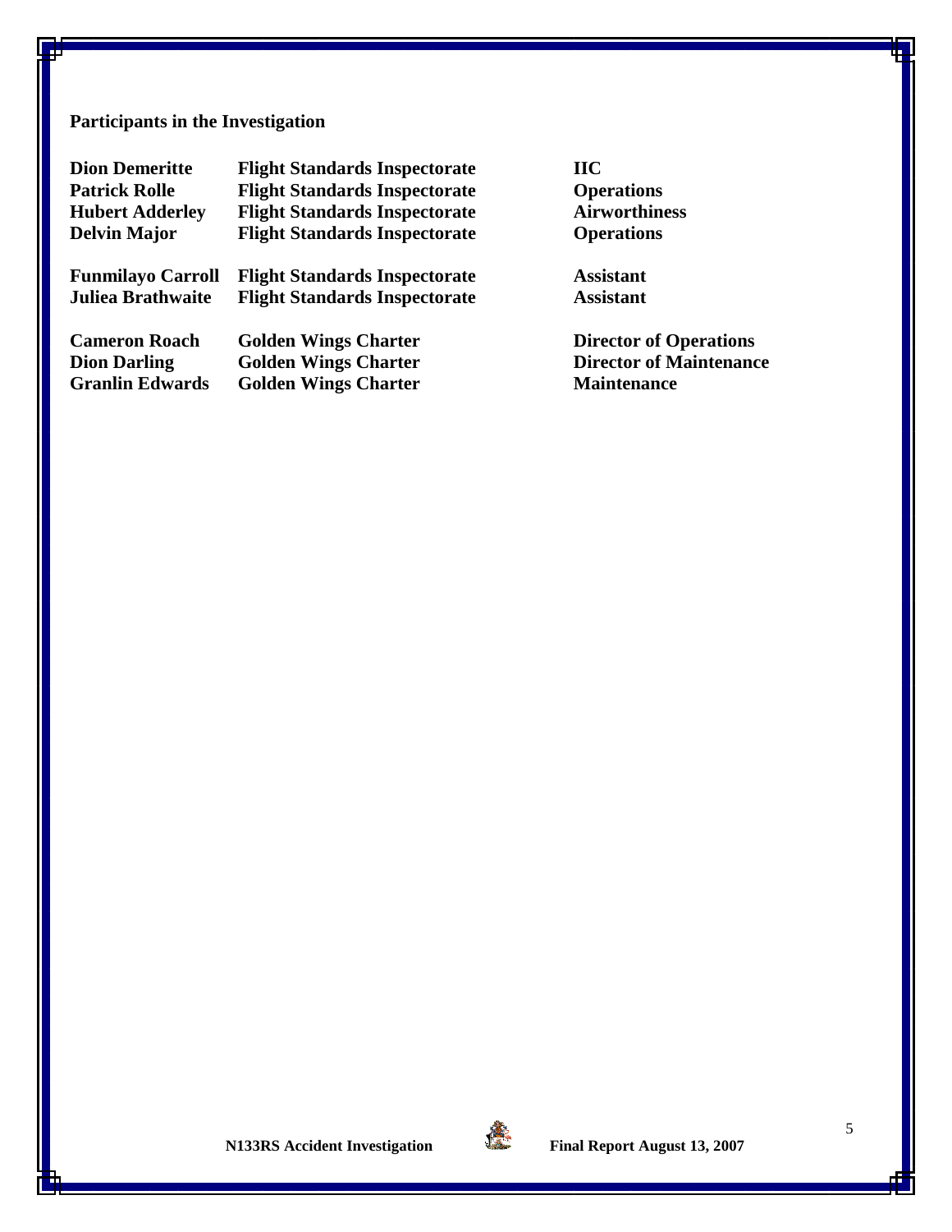**Participants in the Investigation**

| | | |
|---|---|---|
| **Dion Demeritte** | **Flight Standards Inspectorate** | **IIC** |
| **Patrick Rolle** | **Flight Standards Inspectorate** | **Operations** |
| **Hubert Adderley** | **Flight Standards Inspectorate** | **Airworthiness** |
| **Delvin Major** | **Flight Standards Inspectorate** | **Operations** |
| **Funmilayo Carroll** | **Flight Standards Inspectorate** | **Assistant** |
| **Juliea Brathwaite** | **Flight Standards Inspectorate** | **Assistant** |
| **Cameron Roach** | **Golden Wings Charter** | **Director of Operations** |
| **Dion Darling** | **Golden Wings Charter** | **Director of Maintenance** |
| **Granlin Edwards** | **Golden Wings Charter** | **Maintenance** |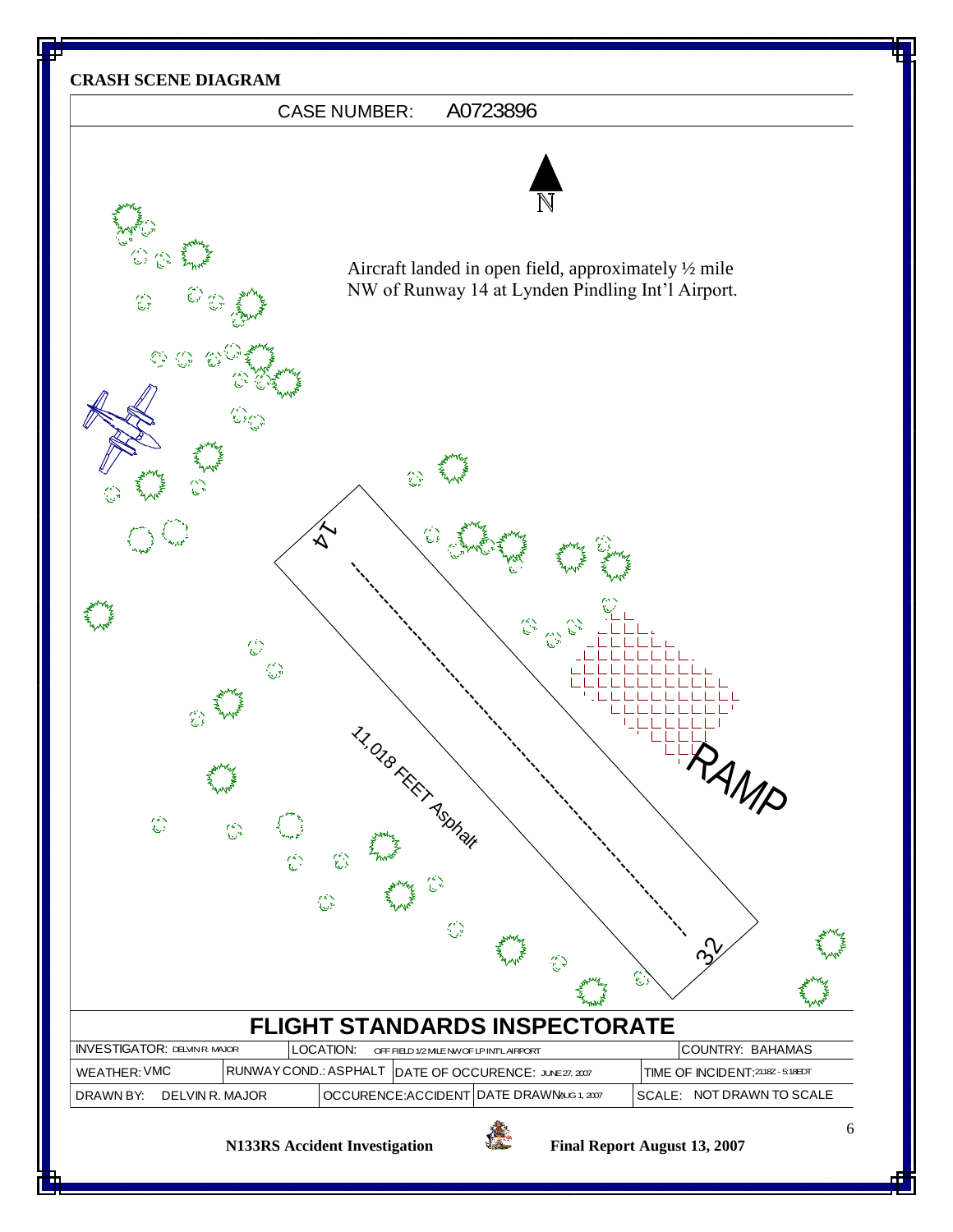**CRASH SCENE DIAGRAM**

CASE NUMBER: A0723896

N

Aircraft landed in open field, approximately ½ mile NW of Runway 14 at Lynden Pindling Int'l Airport.

14

11,018 FEET Asphalt

RAMP

32

## FLIGHT STANDARDS INSPECTORATE

| INVESTIGATOR: DELVIN R. MAJOR | LOCATION: OFF FIELD 1/2 MILE NW OF LP INT'L AIRPORT | | COUNTRY: BAHAMAS |
|---|---|---|---|
| WEATHER: VMC | RUNWAY COND.: ASPHALT | DATE OF OCCURENCE: JUNE 27, 2007 | TIME OF INCIDENT: 2118Z - 5:18EDT |
| DRAWN BY: DELVIN R. MAJOR | OCCURENCE: ACCIDENT | DATE DRAWN: AUG 1, 2007 | SCALE: NOT DRAWN TO SCALE |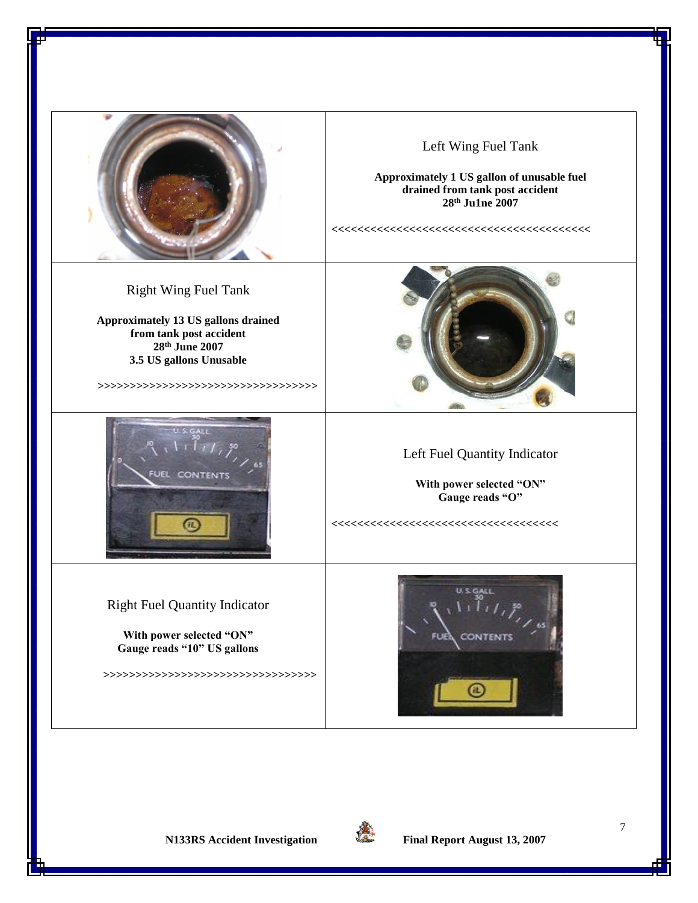| | |
|---|---|
| | Left Wing Fuel Tank<br><br>**Approximately 1 US gallon of unusable fuel drained from tank post accident 28th Ju1ne 2007**<br><br><<<<<<<<<<<<<<<<<<<<<<<<<<<<<<<<<<<<<<<<<<< |
| Right Wing Fuel Tank<br><br>**Approximately 13 US gallons drained from tank post accident 28th June 2007**<br>**3.5 US gallons Unusable**<br><br>>>>>>>>>>>>>>>>>>>>>>>>>>>>>>>>>>>>>>> | |
| | Left Fuel Quantity Indicator<br><br>**With power selected "ON"**<br>**Gauge reads "O"**<br><br><<<<<<<<<<<<<<<<<<<<<<<<<<<<<<<<<<<<<<< |
| Right Fuel Quantity Indicator<br><br>**With power selected "ON"**<br>**Gauge reads "10" US gallons**<br><br>>>>>>>>>>>>>>>>>>>>>>>>>>>>>>>>>>>>> | |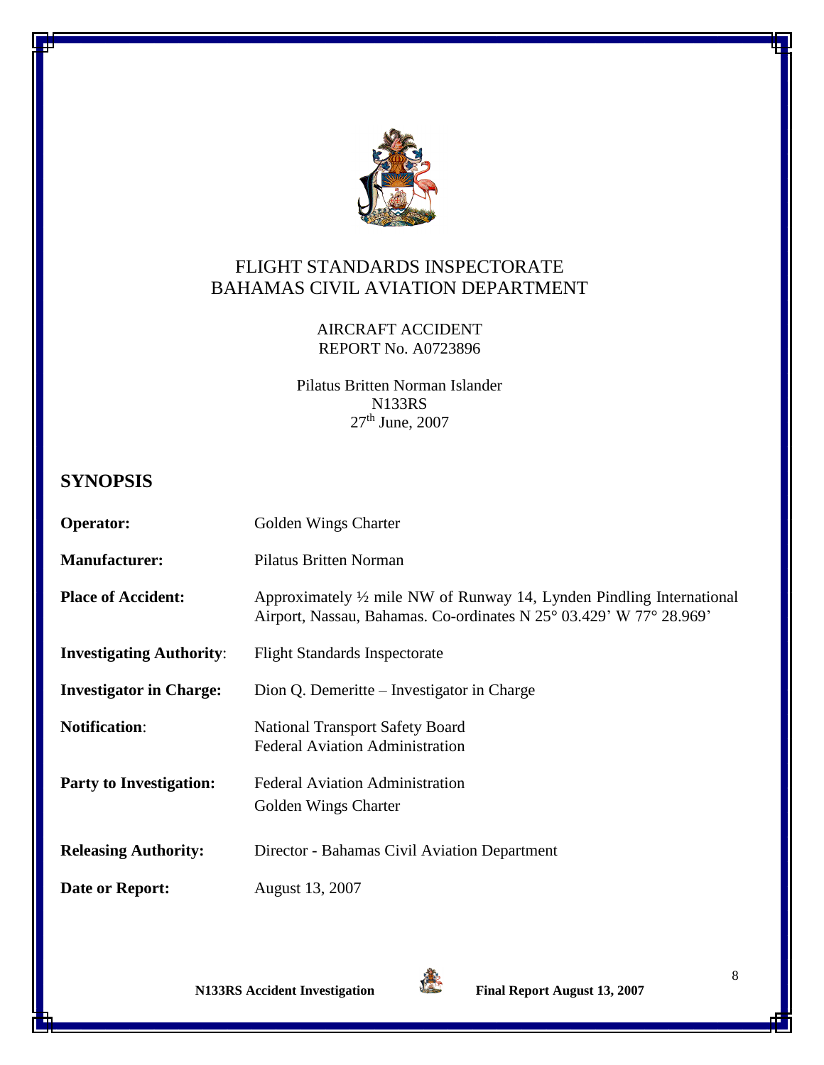FLIGHT STANDARDS INSPECTORATE
BAHAMAS CIVIL AVIATION DEPARTMENT

AIRCRAFT ACCIDENT
REPORT No. A0723896

Pilatus Britten Norman Islander
N133RS
27th June, 2007

## SYNOPSIS

| | |
|---|---|
| **Operator:** | Golden Wings Charter |
| **Manufacturer:** | Pilatus Britten Norman |
| **Place of Accident:** | Approximately ½ mile NW of Runway 14, Lynden Pindling International Airport, Nassau, Bahamas. Co-ordinates N 25° 03.429' W 77° 28.969' |
| **Investigating Authority**: | Flight Standards Inspectorate |
| **Investigator in Charge:** | Dion Q. Demeritte – Investigator in Charge |
| **Notification**: | National Transport Safety Board<br>Federal Aviation Administration |
| **Party to Investigation:** | Federal Aviation Administration<br>Golden Wings Charter |
| **Releasing Authority:** | Director - Bahamas Civil Aviation Department |
| **Date or Report:** | August 13, 2007 |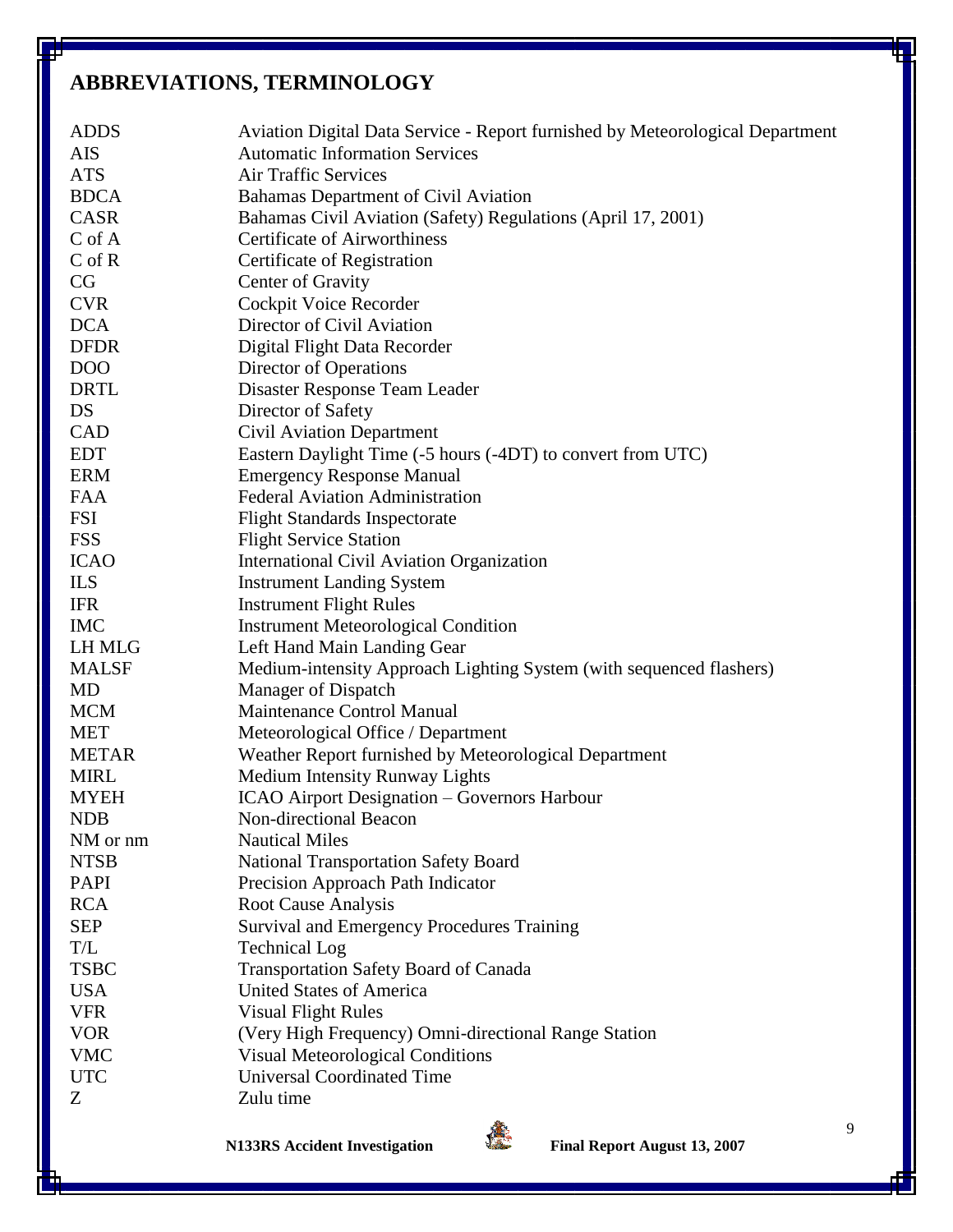## ABBREVIATIONS, TERMINOLOGY

| | |
|---|---|
| ADDS | Aviation Digital Data Service - Report furnished by Meteorological Department |
| AIS | Automatic Information Services |
| ATS | Air Traffic Services |
| BDCA | Bahamas Department of Civil Aviation |
| CASR | Bahamas Civil Aviation (Safety) Regulations (April 17, 2001) |
| C of A | Certificate of Airworthiness |
| C of R | Certificate of Registration |
| CG | Center of Gravity |
| CVR | Cockpit Voice Recorder |
| DCA | Director of Civil Aviation |
| DFDR | Digital Flight Data Recorder |
| DOO | Director of Operations |
| DRTL | Disaster Response Team Leader |
| DS | Director of Safety |
| CAD | Civil Aviation Department |
| EDT | Eastern Daylight Time (-5 hours (-4DT) to convert from UTC) |
| ERM | Emergency Response Manual |
| FAA | Federal Aviation Administration |
| FSI | Flight Standards Inspectorate |
| FSS | Flight Service Station |
| ICAO | International Civil Aviation Organization |
| ILS | Instrument Landing System |
| IFR | Instrument Flight Rules |
| IMC | Instrument Meteorological Condition |
| LH MLG | Left Hand Main Landing Gear |
| MALSF | Medium-intensity Approach Lighting System (with sequenced flashers) |
| MD | Manager of Dispatch |
| MCM | Maintenance Control Manual |
| MET | Meteorological Office / Department |
| METAR | Weather Report furnished by Meteorological Department |
| MIRL | Medium Intensity Runway Lights |
| MYEH | ICAO Airport Designation – Governors Harbour |
| NDB | Non-directional Beacon |
| NM or nm | Nautical Miles |
| NTSB | National Transportation Safety Board |
| PAPI | Precision Approach Path Indicator |
| RCA | Root Cause Analysis |
| SEP | Survival and Emergency Procedures Training |
| T/L | Technical Log |
| TSBC | Transportation Safety Board of Canada |
| USA | United States of America |
| VFR | Visual Flight Rules |
| VOR | (Very High Frequency) Omni-directional Range Station |
| VMC | Visual Meteorological Conditions |
| UTC | Universal Coordinated Time |
| Z | Zulu time |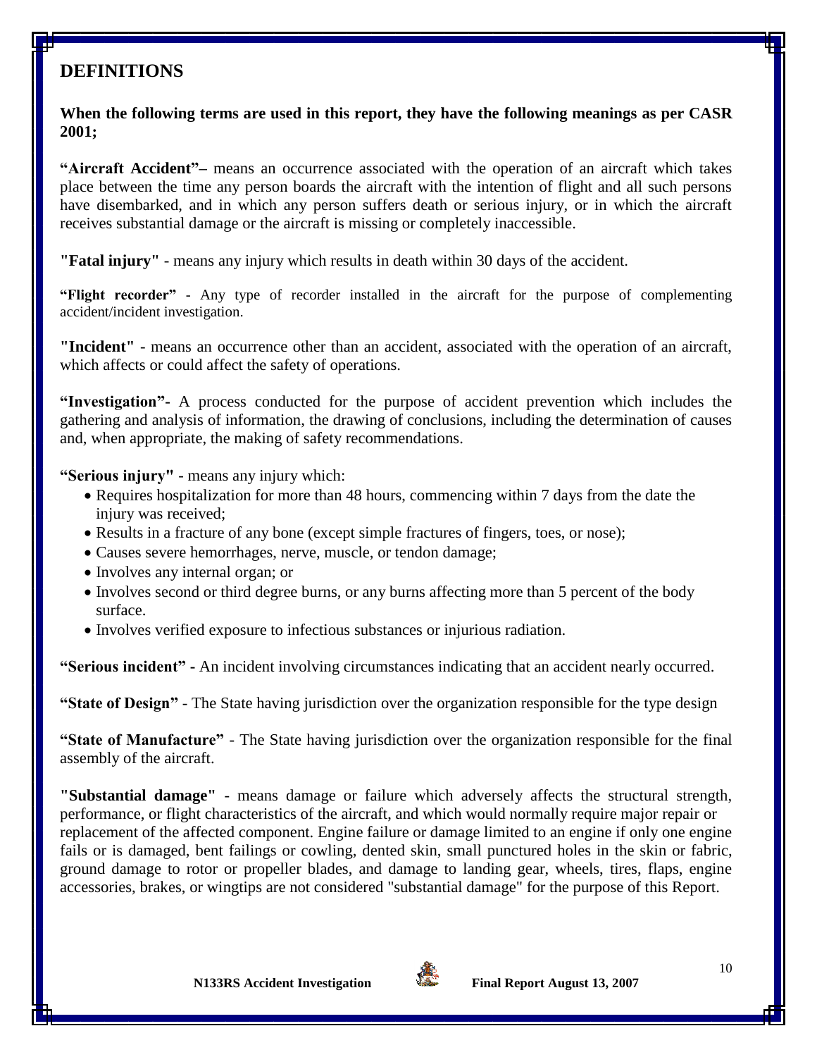# DEFINITIONS

**When the following terms are used in this report, they have the following meanings as per CASR 2001;**

**"Aircraft Accident"–** means an occurrence associated with the operation of an aircraft which takes place between the time any person boards the aircraft with the intention of flight and all such persons have disembarked, and in which any person suffers death or serious injury, or in which the aircraft receives substantial damage or the aircraft is missing or completely inaccessible.

**"Fatal injury"** - means any injury which results in death within 30 days of the accident.

**"Flight recorder"** - Any type of recorder installed in the aircraft for the purpose of complementing accident/incident investigation.

**"Incident"** - means an occurrence other than an accident, associated with the operation of an aircraft, which affects or could affect the safety of operations.

**"Investigation"-** A process conducted for the purpose of accident prevention which includes the gathering and analysis of information, the drawing of conclusions, including the determination of causes and, when appropriate, the making of safety recommendations.

**"Serious injury"** - means any injury which:

- Requires hospitalization for more than 48 hours, commencing within 7 days from the date the injury was received;
- Results in a fracture of any bone (except simple fractures of fingers, toes, or nose);
- Causes severe hemorrhages, nerve, muscle, or tendon damage;
- Involves any internal organ; or
- Involves second or third degree burns, or any burns affecting more than 5 percent of the body surface.
- Involves verified exposure to infectious substances or injurious radiation.

**"Serious incident" -** An incident involving circumstances indicating that an accident nearly occurred.

**"State of Design"** - The State having jurisdiction over the organization responsible for the type design

**"State of Manufacture"** - The State having jurisdiction over the organization responsible for the final assembly of the aircraft.

**"Substantial damage"** - means damage or failure which adversely affects the structural strength, performance, or flight characteristics of the aircraft, and which would normally require major repair or replacement of the affected component. Engine failure or damage limited to an engine if only one engine fails or is damaged, bent failings or cowling, dented skin, small punctured holes in the skin or fabric, ground damage to rotor or propeller blades, and damage to landing gear, wheels, tires, flaps, engine accessories, brakes, or wingtips are not considered "substantial damage" for the purpose of this Report.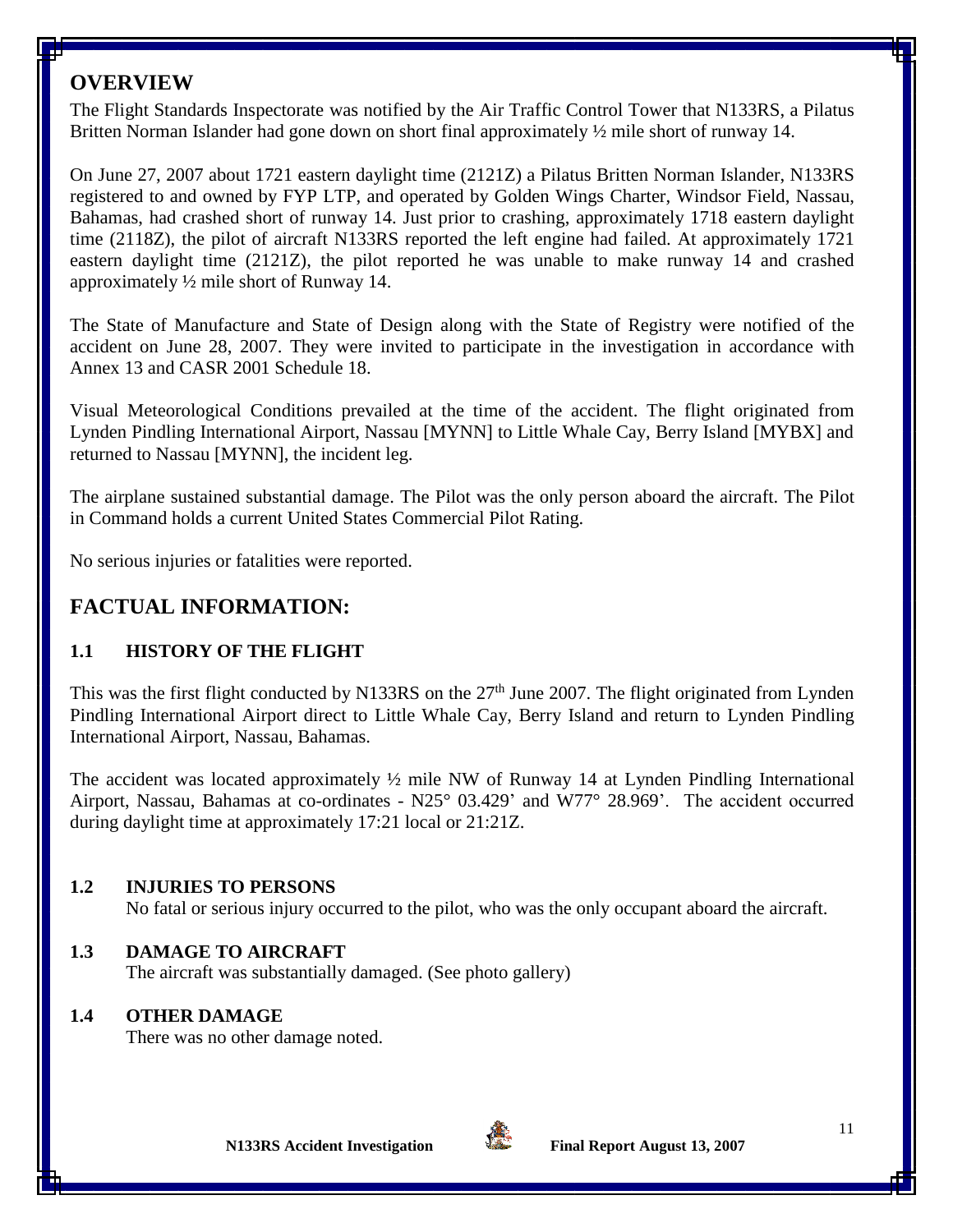## OVERVIEW

The Flight Standards Inspectorate was notified by the Air Traffic Control Tower that N133RS, a Pilatus Britten Norman Islander had gone down on short final approximately ½ mile short of runway 14.

On June 27, 2007 about 1721 eastern daylight time (2121Z) a Pilatus Britten Norman Islander, N133RS registered to and owned by FYP LTP, and operated by Golden Wings Charter, Windsor Field, Nassau, Bahamas, had crashed short of runway 14. Just prior to crashing, approximately 1718 eastern daylight time (2118Z), the pilot of aircraft N133RS reported the left engine had failed. At approximately 1721 eastern daylight time (2121Z), the pilot reported he was unable to make runway 14 and crashed approximately ½ mile short of Runway 14.

The State of Manufacture and State of Design along with the State of Registry were notified of the accident on June 28, 2007. They were invited to participate in the investigation in accordance with Annex 13 and CASR 2001 Schedule 18.

Visual Meteorological Conditions prevailed at the time of the accident. The flight originated from Lynden Pindling International Airport, Nassau [MYNN] to Little Whale Cay, Berry Island [MYBX] and returned to Nassau [MYNN], the incident leg.

The airplane sustained substantial damage. The Pilot was the only person aboard the aircraft. The Pilot in Command holds a current United States Commercial Pilot Rating.

No serious injuries or fatalities were reported.

## FACTUAL INFORMATION:

### 1.1 HISTORY OF THE FLIGHT

This was the first flight conducted by N133RS on the 27th June 2007. The flight originated from Lynden Pindling International Airport direct to Little Whale Cay, Berry Island and return to Lynden Pindling International Airport, Nassau, Bahamas.

The accident was located approximately ½ mile NW of Runway 14 at Lynden Pindling International Airport, Nassau, Bahamas at co-ordinates - N25° 03.429' and W77° 28.969'. The accident occurred during daylight time at approximately 17:21 local or 21:21Z.

### 1.2 INJURIES TO PERSONS

No fatal or serious injury occurred to the pilot, who was the only occupant aboard the aircraft.

### 1.3 DAMAGE TO AIRCRAFT

The aircraft was substantially damaged. (See photo gallery)

### 1.4 OTHER DAMAGE

There was no other damage noted.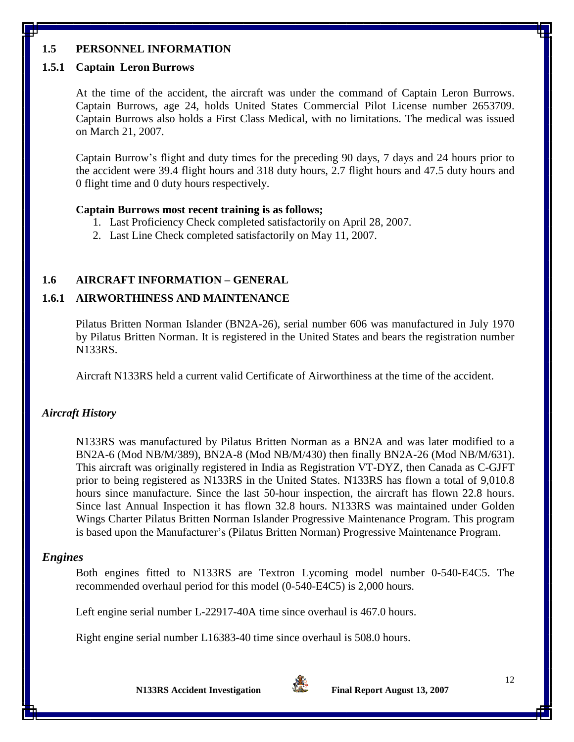## 1.5 PERSONNEL INFORMATION

### 1.5.1 Captain Leron Burrows

At the time of the accident, the aircraft was under the command of Captain Leron Burrows. Captain Burrows, age 24, holds United States Commercial Pilot License number 2653709. Captain Burrows also holds a First Class Medical, with no limitations. The medical was issued on March 21, 2007.

Captain Burrow's flight and duty times for the preceding 90 days, 7 days and 24 hours prior to the accident were 39.4 flight hours and 318 duty hours, 2.7 flight hours and 47.5 duty hours and 0 flight time and 0 duty hours respectively.

**Captain Burrows most recent training is as follows;**

1. Last Proficiency Check completed satisfactorily on April 28, 2007.
2. Last Line Check completed satisfactorily on May 11, 2007.

## 1.6 AIRCRAFT INFORMATION – GENERAL

### 1.6.1 AIRWORTHINESS AND MAINTENANCE

Pilatus Britten Norman Islander (BN2A-26), serial number 606 was manufactured in July 1970 by Pilatus Britten Norman. It is registered in the United States and bears the registration number N133RS.

Aircraft N133RS held a current valid Certificate of Airworthiness at the time of the accident.

*Aircraft History*

N133RS was manufactured by Pilatus Britten Norman as a BN2A and was later modified to a BN2A-6 (Mod NB/M/389), BN2A-8 (Mod NB/M/430) then finally BN2A-26 (Mod NB/M/631). This aircraft was originally registered in India as Registration VT-DYZ, then Canada as C-GJFT prior to being registered as N133RS in the United States. N133RS has flown a total of 9,010.8 hours since manufacture. Since the last 50-hour inspection, the aircraft has flown 22.8 hours. Since last Annual Inspection it has flown 32.8 hours. N133RS was maintained under Golden Wings Charter Pilatus Britten Norman Islander Progressive Maintenance Program. This program is based upon the Manufacturer's (Pilatus Britten Norman) Progressive Maintenance Program.

*Engines*

Both engines fitted to N133RS are Textron Lycoming model number 0-540-E4C5. The recommended overhaul period for this model (0-540-E4C5) is 2,000 hours.

Left engine serial number L-22917-40A time since overhaul is 467.0 hours.

Right engine serial number L16383-40 time since overhaul is 508.0 hours.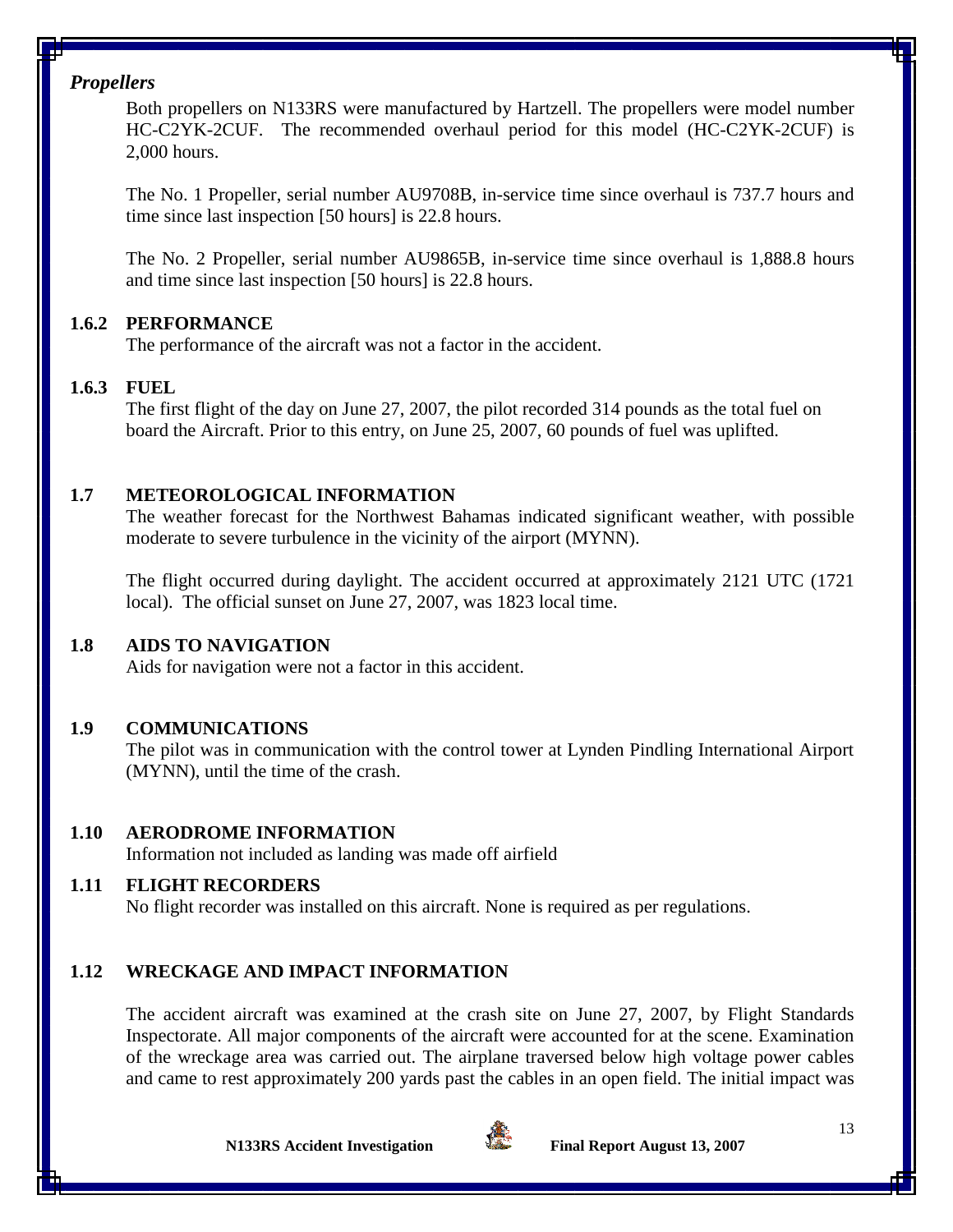***Propellers***

Both propellers on N133RS were manufactured by Hartzell. The propellers were model number HC-C2YK-2CUF. The recommended overhaul period for this model (HC-C2YK-2CUF) is 2,000 hours.

The No. 1 Propeller, serial number AU9708B, in-service time since overhaul is 737.7 hours and time since last inspection [50 hours] is 22.8 hours.

The No. 2 Propeller, serial number AU9865B, in-service time since overhaul is 1,888.8 hours and time since last inspection [50 hours] is 22.8 hours.

### 1.6.2 PERFORMANCE

The performance of the aircraft was not a factor in the accident.

### 1.6.3 FUEL

The first flight of the day on June 27, 2007, the pilot recorded 314 pounds as the total fuel on board the Aircraft. Prior to this entry, on June 25, 2007, 60 pounds of fuel was uplifted.

## 1.7 METEOROLOGICAL INFORMATION

The weather forecast for the Northwest Bahamas indicated significant weather, with possible moderate to severe turbulence in the vicinity of the airport (MYNN).

The flight occurred during daylight. The accident occurred at approximately 2121 UTC (1721 local). The official sunset on June 27, 2007, was 1823 local time.

## 1.8 AIDS TO NAVIGATION

Aids for navigation were not a factor in this accident.

## 1.9 COMMUNICATIONS

The pilot was in communication with the control tower at Lynden Pindling International Airport (MYNN), until the time of the crash.

## 1.10 AERODROME INFORMATION

Information not included as landing was made off airfield

## 1.11 FLIGHT RECORDERS

No flight recorder was installed on this aircraft. None is required as per regulations.

## 1.12 WRECKAGE AND IMPACT INFORMATION

The accident aircraft was examined at the crash site on June 27, 2007, by Flight Standards Inspectorate. All major components of the aircraft were accounted for at the scene. Examination of the wreckage area was carried out. The airplane traversed below high voltage power cables and came to rest approximately 200 yards past the cables in an open field. The initial impact was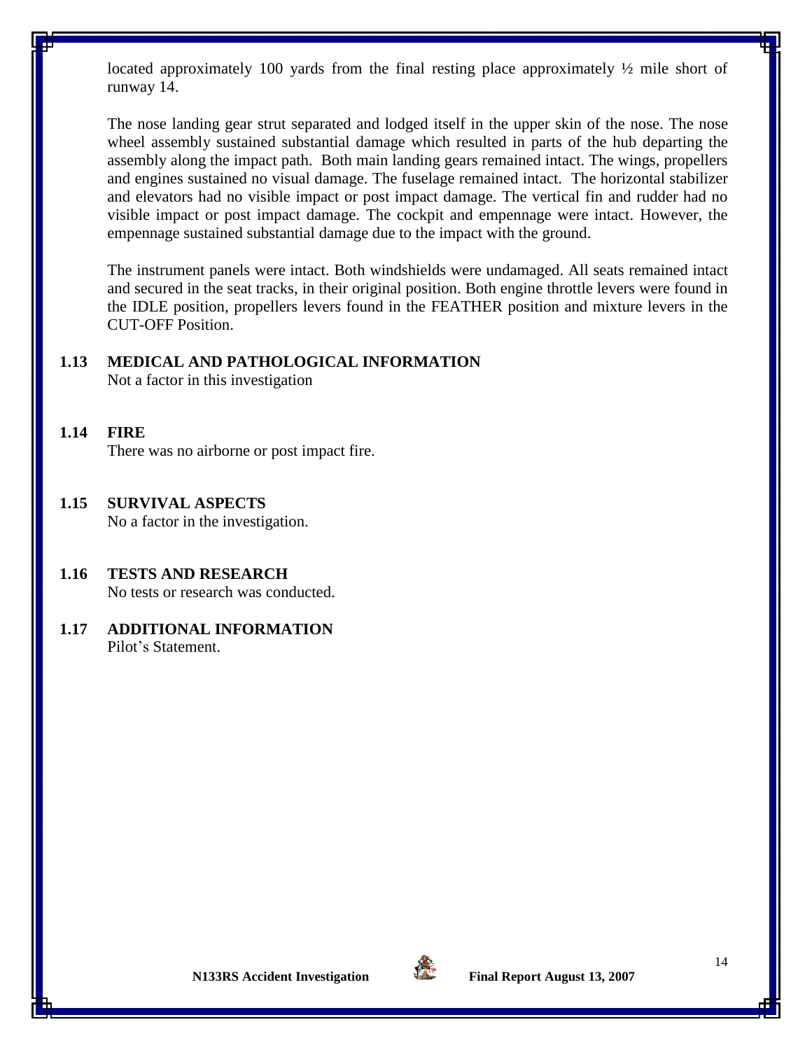located approximately 100 yards from the final resting place approximately ½ mile short of runway 14.

The nose landing gear strut separated and lodged itself in the upper skin of the nose. The nose wheel assembly sustained substantial damage which resulted in parts of the hub departing the assembly along the impact path. Both main landing gears remained intact. The wings, propellers and engines sustained no visual damage. The fuselage remained intact. The horizontal stabilizer and elevators had no visible impact or post impact damage. The vertical fin and rudder had no visible impact or post impact damage. The cockpit and empennage were intact. However, the empennage sustained substantial damage due to the impact with the ground.

The instrument panels were intact. Both windshields were undamaged. All seats remained intact and secured in the seat tracks, in their original position. Both engine throttle levers were found in the IDLE position, propellers levers found in the FEATHER position and mixture levers in the CUT-OFF Position.

## 1.13 MEDICAL AND PATHOLOGICAL INFORMATION

Not a factor in this investigation

## 1.14 FIRE

There was no airborne or post impact fire.

## 1.15 SURVIVAL ASPECTS

No a factor in the investigation.

## 1.16 TESTS AND RESEARCH

No tests or research was conducted.

## 1.17 ADDITIONAL INFORMATION

Pilot's Statement.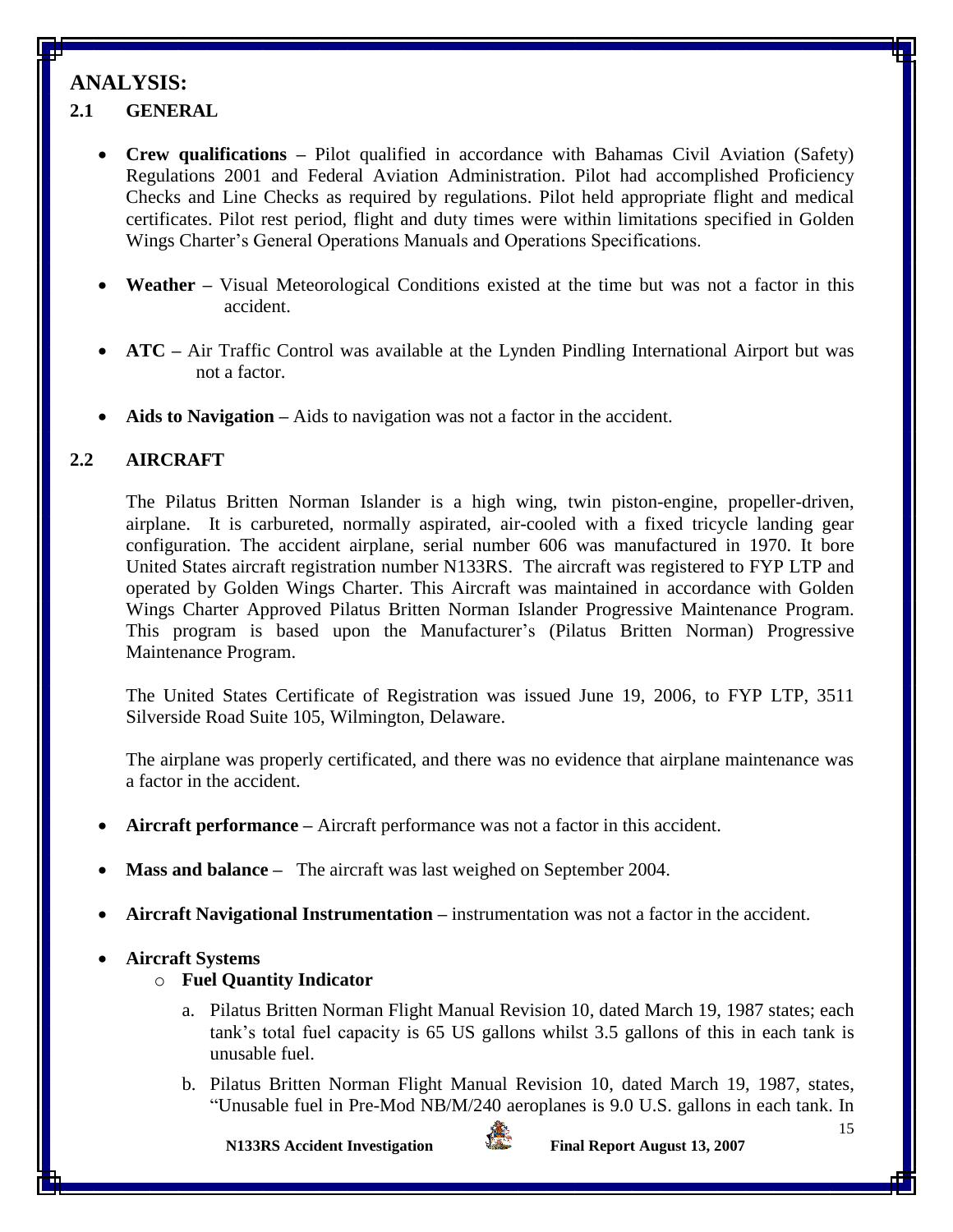## ANALYSIS:

### 2.1 GENERAL

- **Crew qualifications –** Pilot qualified in accordance with Bahamas Civil Aviation (Safety) Regulations 2001 and Federal Aviation Administration. Pilot had accomplished Proficiency Checks and Line Checks as required by regulations. Pilot held appropriate flight and medical certificates. Pilot rest period, flight and duty times were within limitations specified in Golden Wings Charter's General Operations Manuals and Operations Specifications.

- **Weather –** Visual Meteorological Conditions existed at the time but was not a factor in this accident.

- **ATC –** Air Traffic Control was available at the Lynden Pindling International Airport but was not a factor.

- **Aids to Navigation –** Aids to navigation was not a factor in the accident.

### 2.2 AIRCRAFT

The Pilatus Britten Norman Islander is a high wing, twin piston-engine, propeller-driven, airplane. It is carbureted, normally aspirated, air-cooled with a fixed tricycle landing gear configuration. The accident airplane, serial number 606 was manufactured in 1970. It bore United States aircraft registration number N133RS. The aircraft was registered to FYP LTP and operated by Golden Wings Charter. This Aircraft was maintained in accordance with Golden Wings Charter Approved Pilatus Britten Norman Islander Progressive Maintenance Program. This program is based upon the Manufacturer's (Pilatus Britten Norman) Progressive Maintenance Program.

The United States Certificate of Registration was issued June 19, 2006, to FYP LTP, 3511 Silverside Road Suite 105, Wilmington, Delaware.

The airplane was properly certificated, and there was no evidence that airplane maintenance was a factor in the accident.

- **Aircraft performance –** Aircraft performance was not a factor in this accident.

- **Mass and balance –** The aircraft was last weighed on September 2004.

- **Aircraft Navigational Instrumentation –** instrumentation was not a factor in the accident.

- **Aircraft Systems**
  - **Fuel Quantity Indicator**
    a. Pilatus Britten Norman Flight Manual Revision 10, dated March 19, 1987 states; each tank's total fuel capacity is 65 US gallons whilst 3.5 gallons of this in each tank is unusable fuel.
    
    b. Pilatus Britten Norman Flight Manual Revision 10, dated March 19, 1987, states, "Unusable fuel in Pre-Mod NB/M/240 aeroplanes is 9.0 U.S. gallons in each tank. In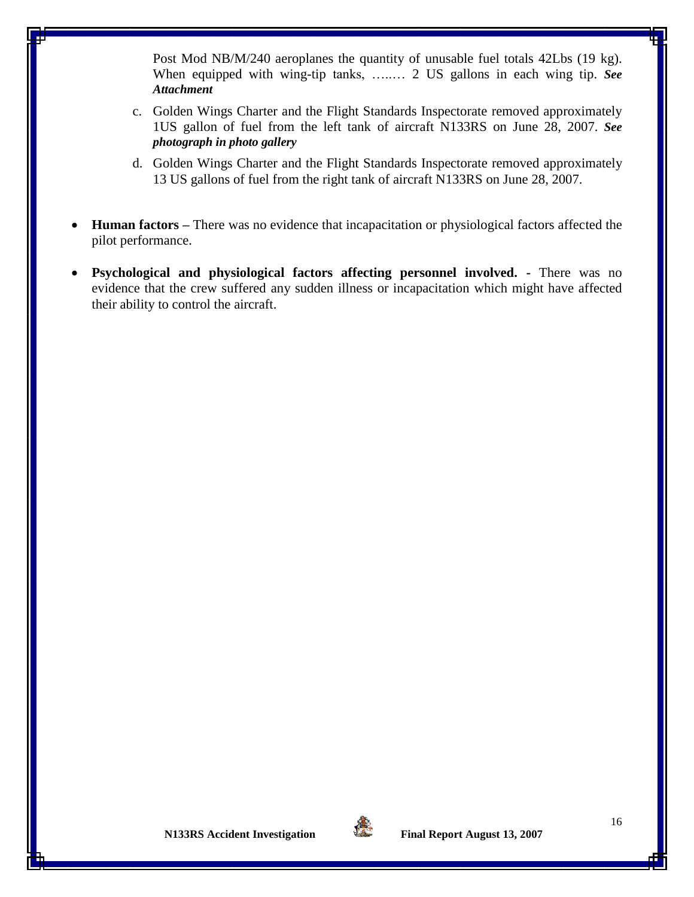Post Mod NB/M/240 aeroplanes the quantity of unusable fuel totals 42Lbs (19 kg). When equipped with wing-tip tanks, …..… 2 US gallons in each wing tip. ***See Attachment***

c. Golden Wings Charter and the Flight Standards Inspectorate removed approximately 1US gallon of fuel from the left tank of aircraft N133RS on June 28, 2007. ***See photograph in photo gallery***

d. Golden Wings Charter and the Flight Standards Inspectorate removed approximately 13 US gallons of fuel from the right tank of aircraft N133RS on June 28, 2007.

- **Human factors –** There was no evidence that incapacitation or physiological factors affected the pilot performance.

- **Psychological and physiological factors affecting personnel involved. -** There was no evidence that the crew suffered any sudden illness or incapacitation which might have affected their ability to control the aircraft.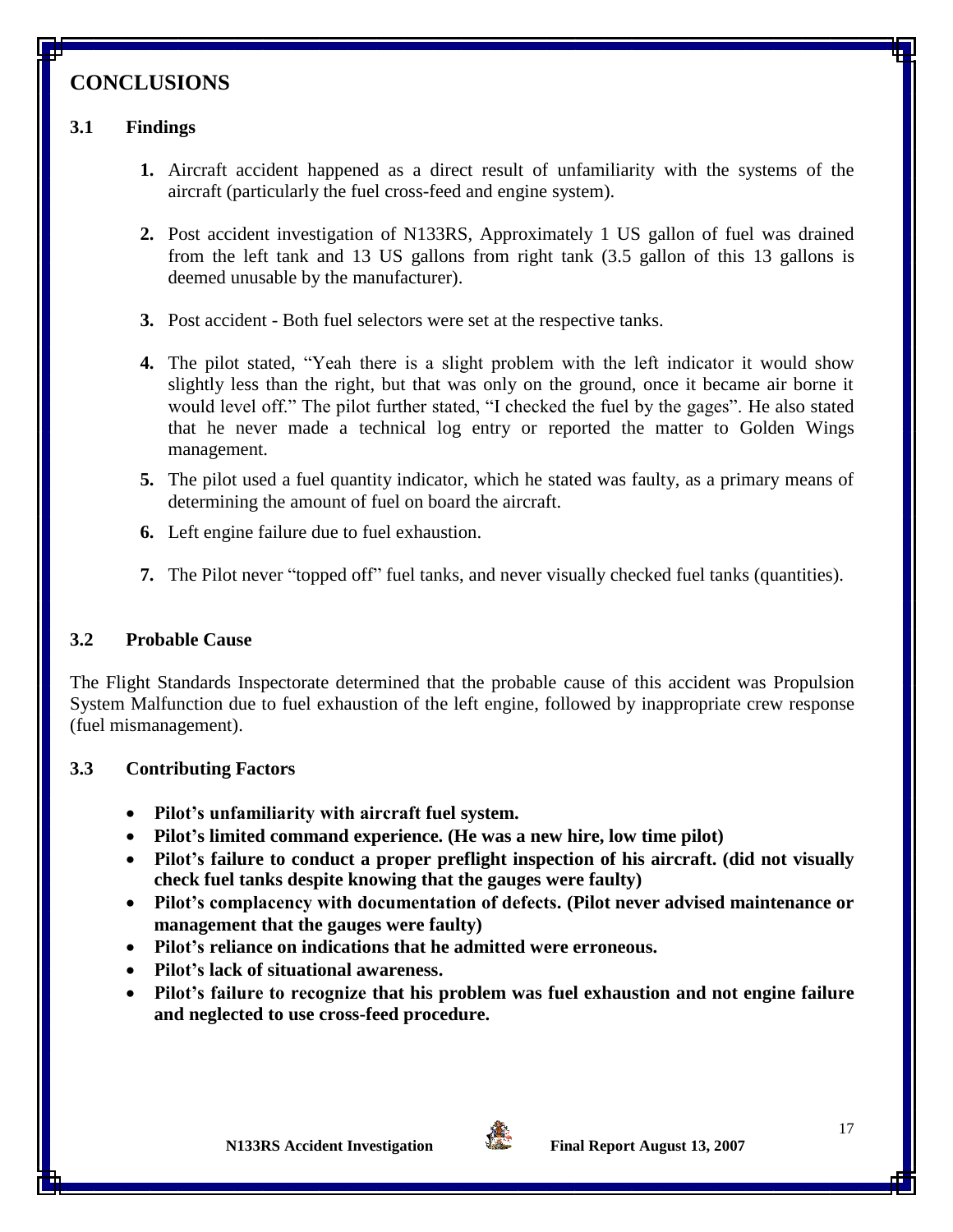# CONCLUSIONS

## 3.1 Findings

1. Aircraft accident happened as a direct result of unfamiliarity with the systems of the aircraft (particularly the fuel cross-feed and engine system).

2. Post accident investigation of N133RS, Approximately 1 US gallon of fuel was drained from the left tank and 13 US gallons from right tank (3.5 gallon of this 13 gallons is deemed unusable by the manufacturer).

3. Post accident - Both fuel selectors were set at the respective tanks.

4. The pilot stated, "Yeah there is a slight problem with the left indicator it would show slightly less than the right, but that was only on the ground, once it became air borne it would level off." The pilot further stated, "I checked the fuel by the gages". He also stated that he never made a technical log entry or reported the matter to Golden Wings management.

5. The pilot used a fuel quantity indicator, which he stated was faulty, as a primary means of determining the amount of fuel on board the aircraft.

6. Left engine failure due to fuel exhaustion.

7. The Pilot never "topped off" fuel tanks, and never visually checked fuel tanks (quantities).

## 3.2 Probable Cause

The Flight Standards Inspectorate determined that the probable cause of this accident was Propulsion System Malfunction due to fuel exhaustion of the left engine, followed by inappropriate crew response (fuel mismanagement).

## 3.3 Contributing Factors

- **Pilot's unfamiliarity with aircraft fuel system.**
- **Pilot's limited command experience. (He was a new hire, low time pilot)**
- **Pilot's failure to conduct a proper preflight inspection of his aircraft. (did not visually check fuel tanks despite knowing that the gauges were faulty)**
- **Pilot's complacency with documentation of defects. (Pilot never advised maintenance or management that the gauges were faulty)**
- **Pilot's reliance on indications that he admitted were erroneous.**
- **Pilot's lack of situational awareness.**
- **Pilot's failure to recognize that his problem was fuel exhaustion and not engine failure and neglected to use cross-feed procedure.**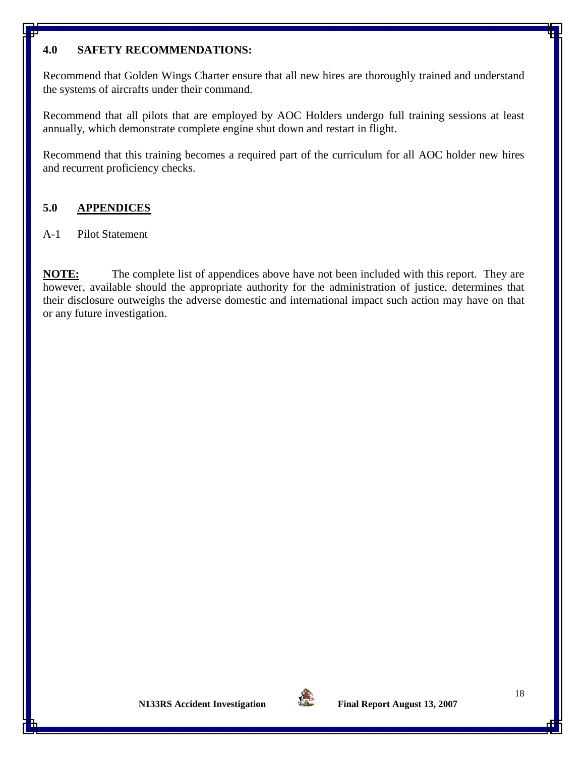## 4.0 SAFETY RECOMMENDATIONS:

Recommend that Golden Wings Charter ensure that all new hires are thoroughly trained and understand the systems of aircrafts under their command.

Recommend that all pilots that are employed by AOC Holders undergo full training sessions at least annually, which demonstrate complete engine shut down and restart in flight.

Recommend that this training becomes a required part of the curriculum for all AOC holder new hires and recurrent proficiency checks.

## 5.0 APPENDICES

A-1 Pilot Statement

**NOTE:** The complete list of appendices above have not been included with this report. They are however, available should the appropriate authority for the administration of justice, determines that their disclosure outweighs the adverse domestic and international impact such action may have on that or any future investigation.